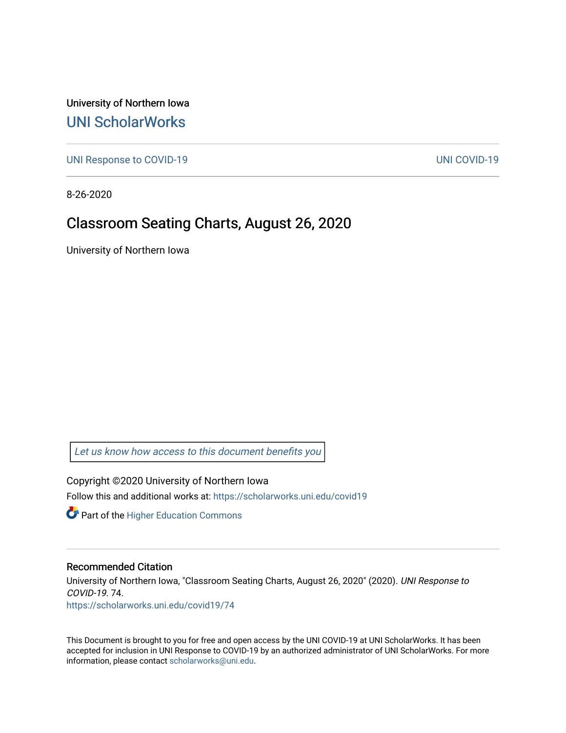University of Northern Iowa

# UNI ScholarWorks

UNI Response to COVID-19 UNI COVID-19

8-26-2020

## Classroom Seating Charts, August 26, 2020

University of Northern Iowa

*Let us know how access to this document benefits you*

Copyright ©2020 University of Northern Iowa

Follow this and additional works at: https://scholarworks.uni.edu/covid19

Part of the Higher Education Commons

### Recommended Citation

University of Northern Iowa, "Classroom Seating Charts, August 26, 2020" (2020). *UNI Response to COVID-19*. 74.
https://scholarworks.uni.edu/covid19/74

This Document is brought to you for free and open access by the UNI COVID-19 at UNI ScholarWorks. It has been accepted for inclusion in UNI Response to COVID-19 by an authorized administrator of UNI ScholarWorks. For more information, please contact scholarworks@uni.edu.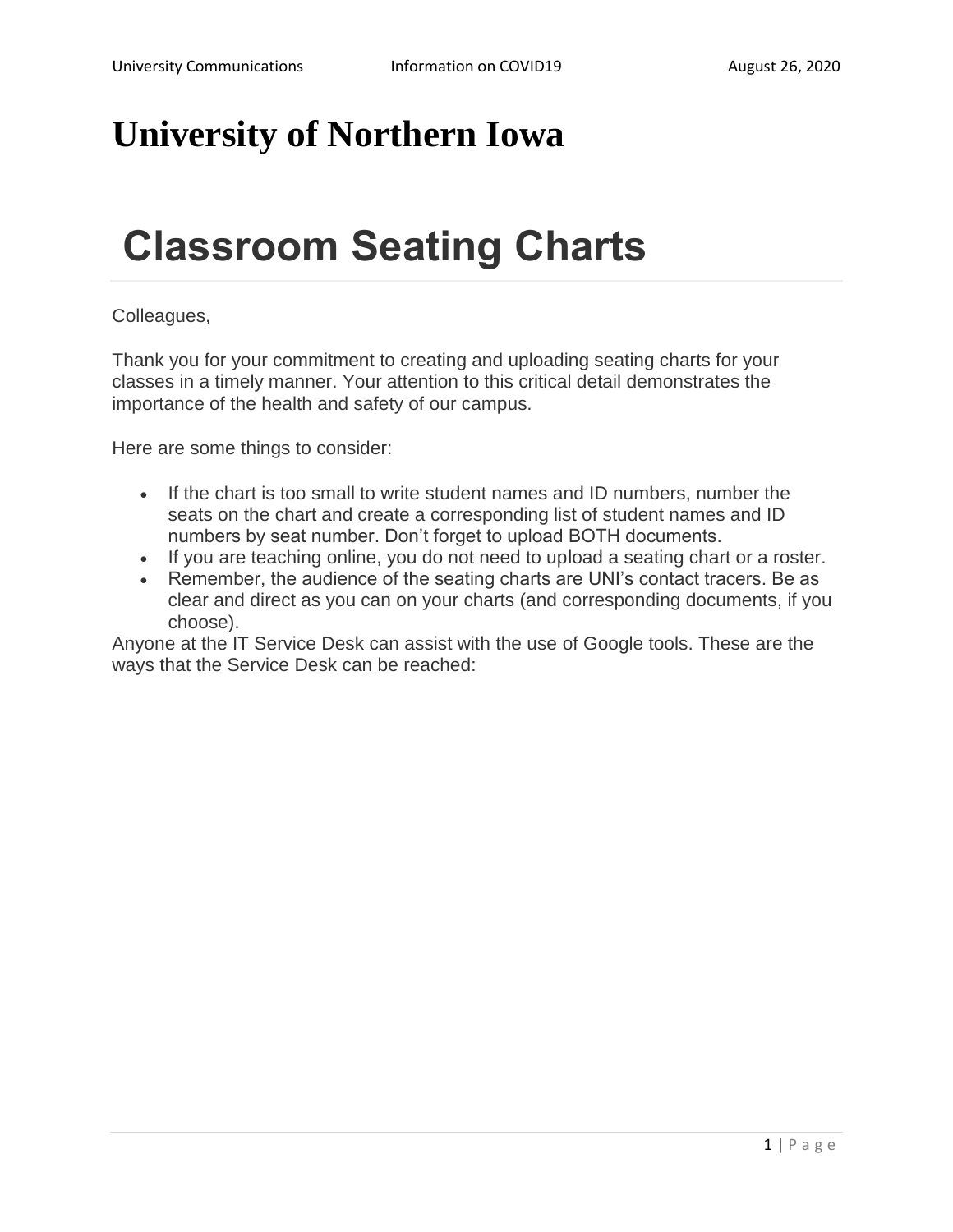# University of Northern Iowa

# Classroom Seating Charts

Colleagues,

Thank you for your commitment to creating and uploading seating charts for your classes in a timely manner. Your attention to this critical detail demonstrates the importance of the health and safety of our campus.

Here are some things to consider:

- If the chart is too small to write student names and ID numbers, number the seats on the chart and create a corresponding list of student names and ID numbers by seat number. Don't forget to upload BOTH documents.
- If you are teaching online, you do not need to upload a seating chart or a roster.
- Remember, the audience of the seating charts are UNI's contact tracers. Be as clear and direct as you can on your charts (and corresponding documents, if you choose).

Anyone at the IT Service Desk can assist with the use of Google tools. These are the ways that the Service Desk can be reached: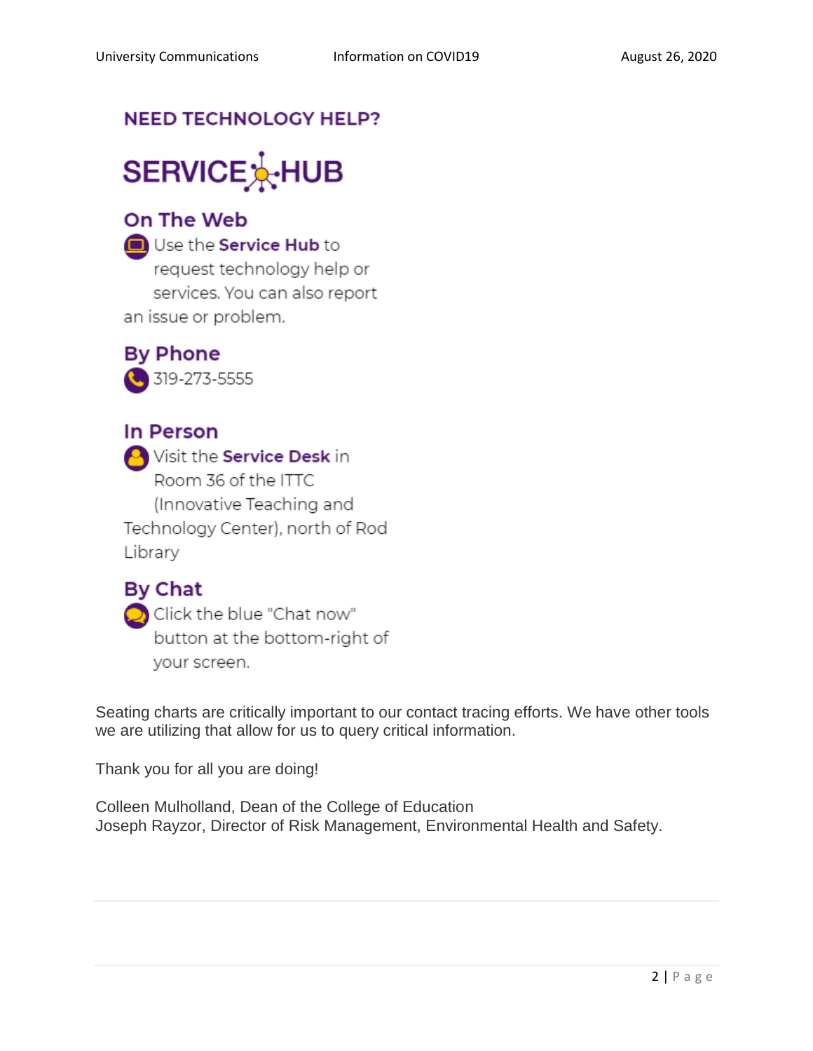## NEED TECHNOLOGY HELP?

**SERVICE HUB**

### On The Web

Use the **Service Hub** to request technology help or services. You can also report an issue or problem.

### By Phone

319-273-5555

### In Person

Visit the **Service Desk** in Room 36 of the ITTC (Innovative Teaching and Technology Center), north of Rod Library

### By Chat

Click the blue "Chat now" button at the bottom-right of your screen.

Seating charts are critically important to our contact tracing efforts. We have other tools we are utilizing that allow for us to query critical information.

Thank you for all you are doing!

Colleen Mulholland, Dean of the College of Education
Joseph Rayzor, Director of Risk Management, Environmental Health and Safety.